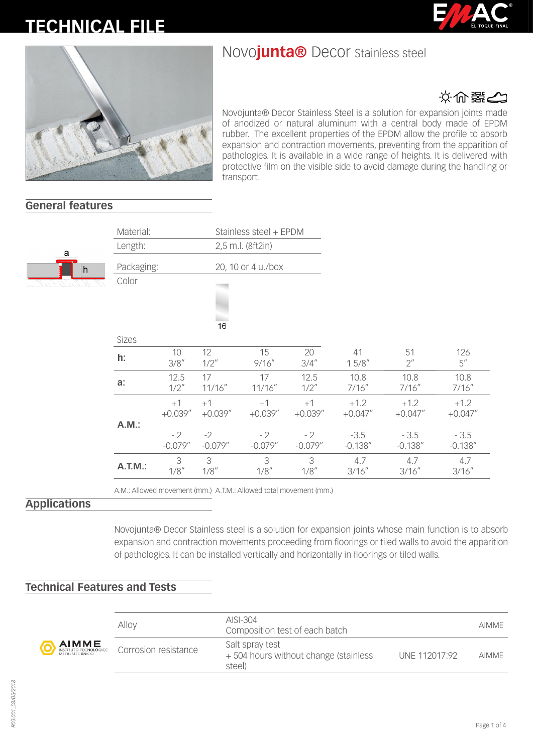# TECHNICAL FILE

## Novojunta® Decor Stainless steel

Novojunta® Decor Stainless Steel is a solution for expansion joints made of anodized or natural aluminum with a central body made of EPDM rubber. The excellent properties of the EPDM allow the profile to absorb expansion and contraction movements, preventing from the apparition of pathologies. It is available in a wide range of heights. It is delivered with protective film on the visible side to avoid damage during the handling or transport.

## General features

| | |
|---|---|
| Material: | Stainless steel + EPDM |
| Length: | 2,5 m.l. (8ft2in) |
| Packaging: | 20, 10 or 4 u./box |
| Color | 16 |

Sizes

| | | | | | | | |
|---|---|---|---|---|---|---|---|
| **h:** | 10<br>3/8" | 12<br>1/2" | 15<br>9/16" | 20<br>3/4" | 41<br>1 5/8" | 51<br>2" | 126<br>5" |
| **a:** | 12.5<br>1/2" | 17<br>11/16" | 17<br>11/16" | 12.5<br>1/2" | 10.8<br>7/16" | 10.8<br>7/16" | 10.8<br>7/16" |
| **A.M.:** | +1<br>+0.039" | +1<br>+0.039" | +1<br>+0.039" | +1<br>+0.039" | +1.2<br>+0.047" | +1.2<br>+0.047" | +1.2<br>+0.047" |
| | - 2<br>-0.079" | -2<br>-0.079" | - 2<br>-0.079" | - 2<br>-0.079" | -3.5<br>-0.138" | - 3.5<br>-0.138" | - 3.5<br>-0.138" |
| **A.T.M.:** | 3<br>1/8" | 3<br>1/8" | 3<br>1/8" | 3<br>1/8" | 4.7<br>3/16" | 4.7<br>3/16" | 4.7<br>3/16" |

A.M.: Allowed movement (mm.) A.T.M.: Allowed total movement (mm.)

## Applications

Novojunta® Decor Stainless steel is a solution for expansion joints whose main function is to absorb expansion and contraction movements proceeding from floorings or tiled walls to avoid the apparition of pathologies. It can be installed vertically and horizontally in floorings or tiled walls.

## Technical Features and Tests

| | | | |
|---|---|---|---|
| Alloy | AISI-304<br>Composition test of each batch | | AIMME |
| Corrosion resistance | Salt spray test<br>+ 504 hours without change (stainless steel) | UNE 112017:92 | AIMME |

R03.001_03/05/2018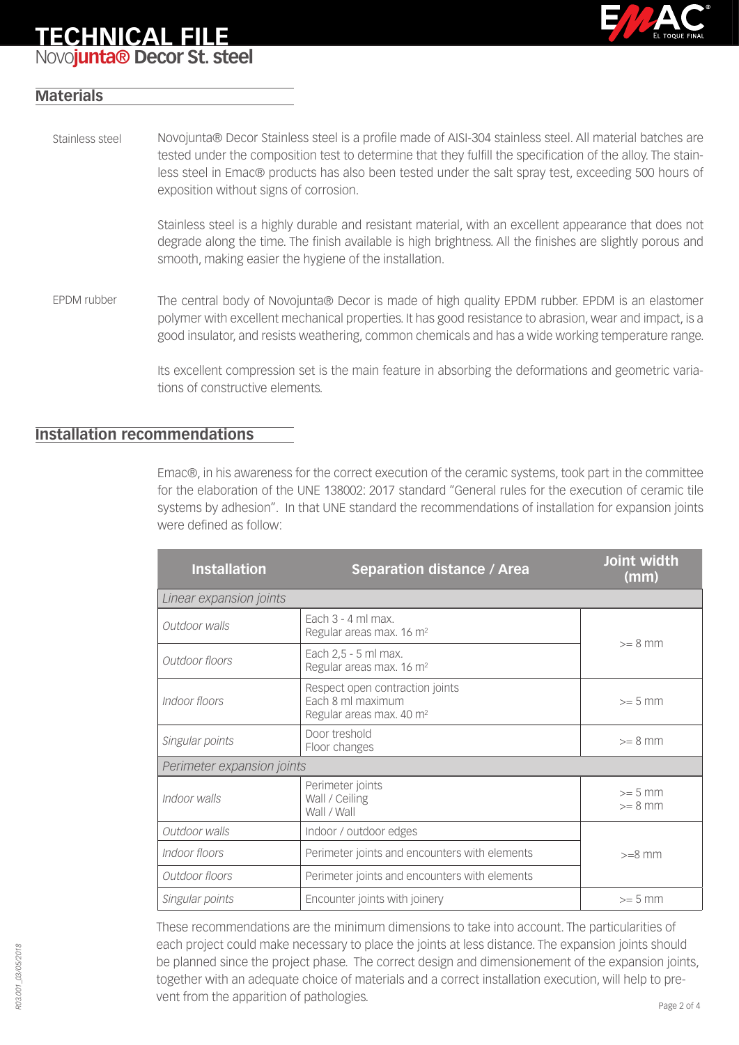# TECHNICAL FILE

Novo**junta® Decor St. steel**

## Materials

Stainless steel

Novojunta® Decor Stainless steel is a profile made of AISI-304 stainless steel. All material batches are tested under the composition test to determine that they fulfill the specification of the alloy. The stainless steel in Emac® products has also been tested under the salt spray test, exceeding 500 hours of exposition without signs of corrosion.

Stainless steel is a highly durable and resistant material, with an excellent appearance that does not degrade along the time. The finish available is high brightness. All the finishes are slightly porous and smooth, making easier the hygiene of the installation.

EPDM rubber

The central body of Novojunta® Decor is made of high quality EPDM rubber. EPDM is an elastomer polymer with excellent mechanical properties. It has good resistance to abrasion, wear and impact, is a good insulator, and resists weathering, common chemicals and has a wide working temperature range.

Its excellent compression set is the main feature in absorbing the deformations and geometric variations of constructive elements.

## Installation recommendations

Emac®, in his awareness for the correct execution of the ceramic systems, took part in the committee for the elaboration of the UNE 138002: 2017 standard "General rules for the execution of ceramic tile systems by adhesion". In that UNE standard the recommendations of installation for expansion joints were defined as follow:

| Installation | Separation distance / Area | Joint width (mm) |
|---|---|---|
| *Linear expansion joints* | | |
| *Outdoor walls* | Each 3 - 4 ml max.<br>Regular areas max. 16 m² | >= 8 mm |
| *Outdoor floors* | Each 2,5 - 5 ml max.<br>Regular areas max. 16 m² | >= 8 mm |
| *Indoor floors* | Respect open contraction joints<br>Each 8 ml maximum<br>Regular areas max. 40 m² | >= 5 mm |
| *Singular points* | Door treshold<br>Floor changes | >= 8 mm |
| *Perimeter expansion joints* | | |
| *Indoor walls* | Perimeter joints<br>Wall / Ceiling<br>Wall / Wall | >= 5 mm<br>>= 8 mm |
| *Outdoor walls* | Indoor / outdoor edges | >=8 mm |
| *Indoor floors* | Perimeter joints and encounters with elements | >=8 mm |
| *Outdoor floors* | Perimeter joints and encounters with elements | >=8 mm |
| *Singular points* | Encounter joints with joinery | >= 5 mm |

These recommendations are the minimum dimensions to take into account. The particularities of each project could make necessary to place the joints at less distance. The expansion joints should be planned since the project phase. The correct design and dimensionement of the expansion joints, together with an adequate choice of materials and a correct installation execution, will help to prevent from the apparition of pathologies.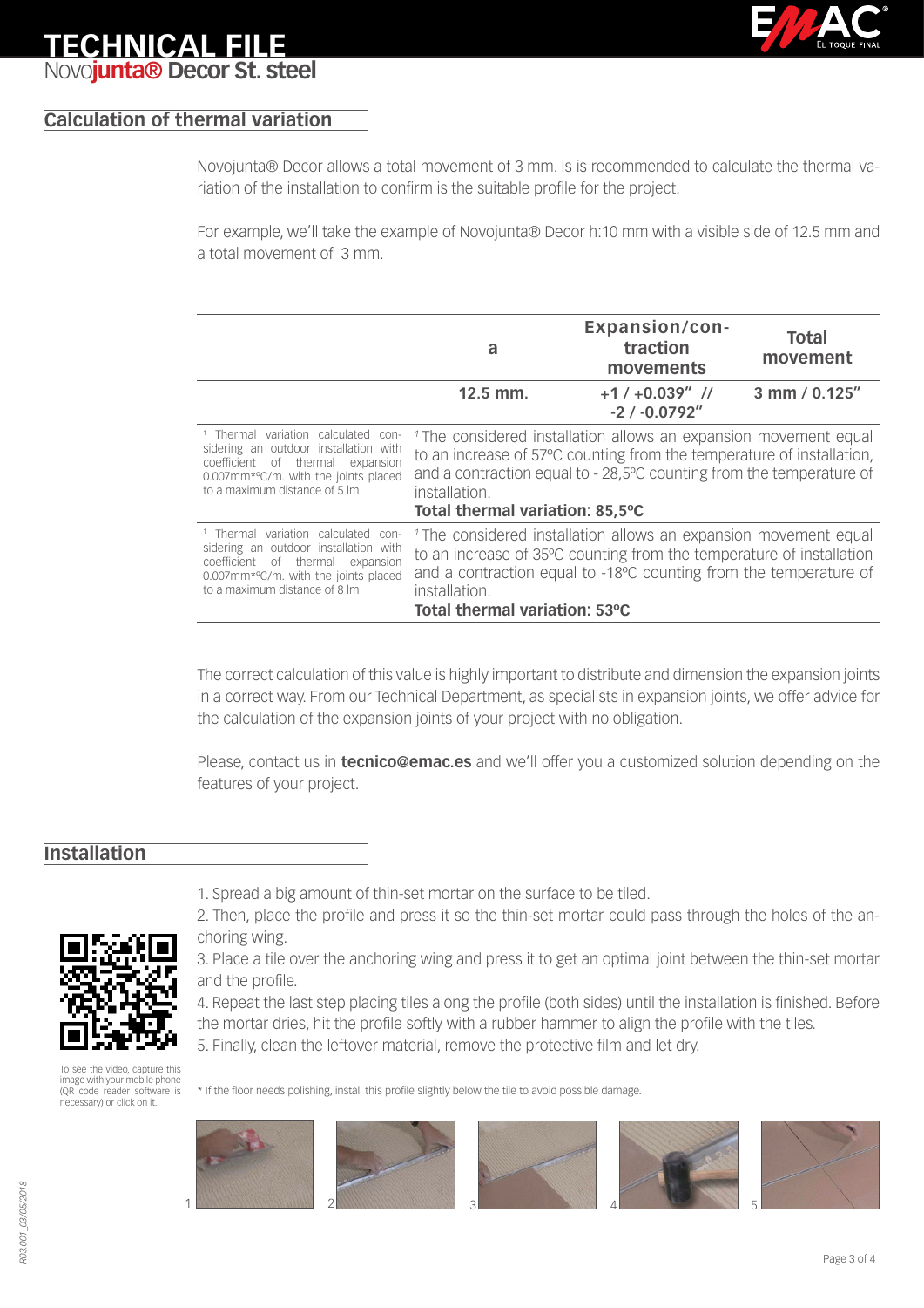# TECHNICAL FILE

Novo**junta® Decor St. steel**

## Calculation of thermal variation

Novojunta® Decor allows a total movement of 3 mm. Is is recommended to calculate the thermal variation of the installation to confirm is the suitable profile for the project.

For example, we'll take the example of Novojunta® Decor h:10 mm with a visible side of 12.5 mm and a total movement of 3 mm.

| | a | Expansion/contraction movements | Total movement |
|---|---|---|---|
| | 12.5 mm. | +1 / +0.039" // -2 / -0.0792" | 3 mm / 0.125" |
| [1] Thermal variation calculated considering an outdoor installation with coefficient of thermal expansion 0.007mm*ºC/m. with the joints placed to a maximum distance of 5 lm | [1] The considered installation allows an expansion movement equal to an increase of 57ºC counting from the temperature of installation, and a contraction equal to - 28,5ºC counting from the temperature of installation. **Total thermal variation: 85,5ºC** | | |
| [1] Thermal variation calculated considering an outdoor installation with coefficient of thermal expansion 0.007mm*ºC/m. with the joints placed to a maximum distance of 8 lm | [1] The considered installation allows an expansion movement equal to an increase of 35ºC counting from the temperature of installation and a contraction equal to -18ºC counting from the temperature of installation. **Total thermal variation: 53ºC** | | |

The correct calculation of this value is highly important to distribute and dimension the expansion joints in a correct way. From our Technical Department, as specialists in expansion joints, we offer advice for the calculation of the expansion joints of your project with no obligation.

Please, contact us in **tecnico@emac.es** and we'll offer you a customized solution depending on the features of your project.

## Installation

1. Spread a big amount of thin-set mortar on the surface to be tiled.
2. Then, place the profile and press it so the thin-set mortar could pass through the holes of the anchoring wing.
3. Place a tile over the anchoring wing and press it to get an optimal joint between the thin-set mortar and the profile.
4. Repeat the last step placing tiles along the profile (both sides) until the installation is finished. Before the mortar dries, hit the profile softly with a rubber hammer to align the profile with the tiles.
5. Finally, clean the leftover material, remove the protective film and let dry.

To see the video, capture this image with your mobile phone (QR code reader software is necessary) or click on it.

* If the floor needs polishing, install this profile slightly below the tile to avoid possible damage.

1 2 3 4 5

R03.001_03/05/2018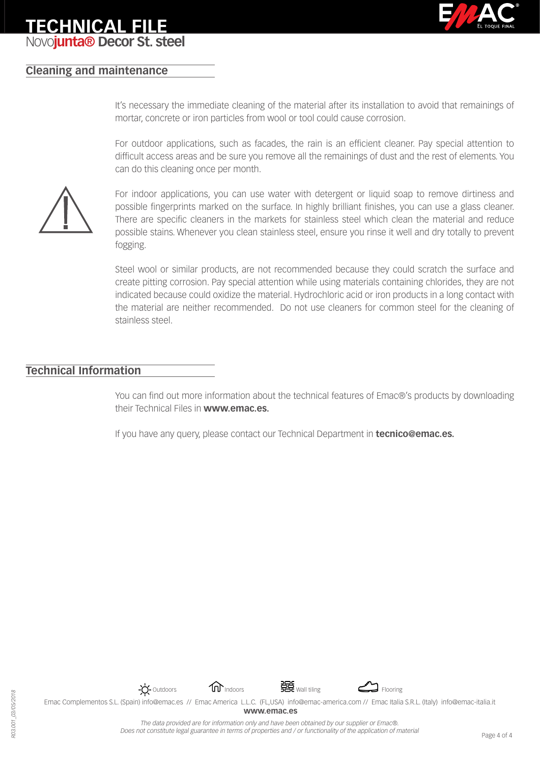## Cleaning and maintenance

It's necessary the immediate cleaning of the material after its installation to avoid that remainings of mortar, concrete or iron particles from wool or tool could cause corrosion.

For outdoor applications, such as facades, the rain is an efficient cleaner. Pay special attention to difficult access areas and be sure you remove all the remainings of dust and the rest of elements. You can do this cleaning once per month.

For indoor applications, you can use water with detergent or liquid soap to remove dirtiness and possible fingerprints marked on the surface. In highly brilliant finishes, you can use a glass cleaner. There are specific cleaners in the markets for stainless steel which clean the material and reduce possible stains. Whenever you clean stainless steel, ensure you rinse it well and dry totally to prevent fogging.

Steel wool or similar products, are not recommended because they could scratch the surface and create pitting corrosion. Pay special attention while using materials containing chlorides, they are not indicated because could oxidize the material. Hydrochloric acid or iron products in a long contact with the material are neither recommended. Do not use cleaners for common steel for the cleaning of stainless steel.

## Technical Information

You can find out more information about the technical features of Emac®'s products by downloading their Technical Files in **www.emac.es.**

If you have any query, please contact our Technical Department in **tecnico@emac.es.**

Outdoors Indoors Wall tiling Flooring

Emac Complementos S.L. (Spain) info@emac.es // Emac America L.L.C. (FL,USA) info@emac-america.com // Emac Italia S.R.L. (Italy) info@emac-italia.it

**www.emac.es**

*The data provided are for information only and have been obtained by our supplier or Emac®.*
*Does not constitute legal guarantee in terms of properties and / or functionality of the application of material*